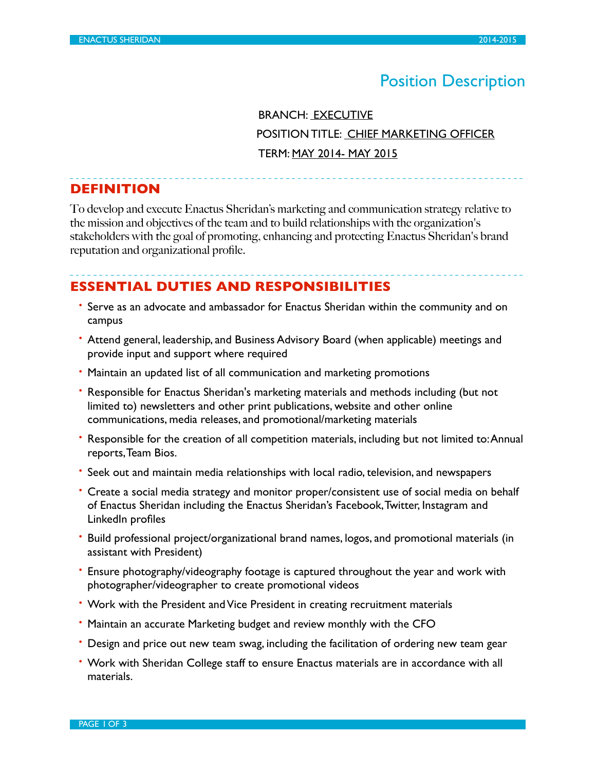# Position Description

BRANCH: EXECUTIVE

POSITION TITLE: CHIEF MARKETING OFFICER

TERM: MAY 2014- MAY 2015

## DEFINITION

To develop and execute Enactus Sheridan's marketing and communication strategy relative to the mission and objectives of the team and to build relationships with the organization's stakeholders with the goal of promoting, enhancing and protecting Enactus Sheridan's brand reputation and organizational profile.

## ESSENTIAL DUTIES AND RESPONSIBILITIES

- Serve as an advocate and ambassador for Enactus Sheridan within the community and on campus
- Attend general, leadership, and Business Advisory Board (when applicable) meetings and provide input and support where required
- Maintain an updated list of all communication and marketing promotions
- Responsible for Enactus Sheridan's marketing materials and methods including (but not limited to) newsletters and other print publications, website and other online communications, media releases, and promotional/marketing materials
- Responsible for the creation of all competition materials, including but not limited to: Annual reports, Team Bios.
- Seek out and maintain media relationships with local radio, television, and newspapers
- Create a social media strategy and monitor proper/consistent use of social media on behalf of Enactus Sheridan including the Enactus Sheridan's Facebook, Twitter, Instagram and LinkedIn profiles
- Build professional project/organizational brand names, logos, and promotional materials (in assistant with President)
- Ensure photography/videography footage is captured throughout the year and work with photographer/videographer to create promotional videos
- Work with the President and Vice President in creating recruitment materials
- Maintain an accurate Marketing budget and review monthly with the CFO
- Design and price out new team swag, including the facilitation of ordering new team gear
- Work with Sheridan College staff to ensure Enactus materials are in accordance with all materials.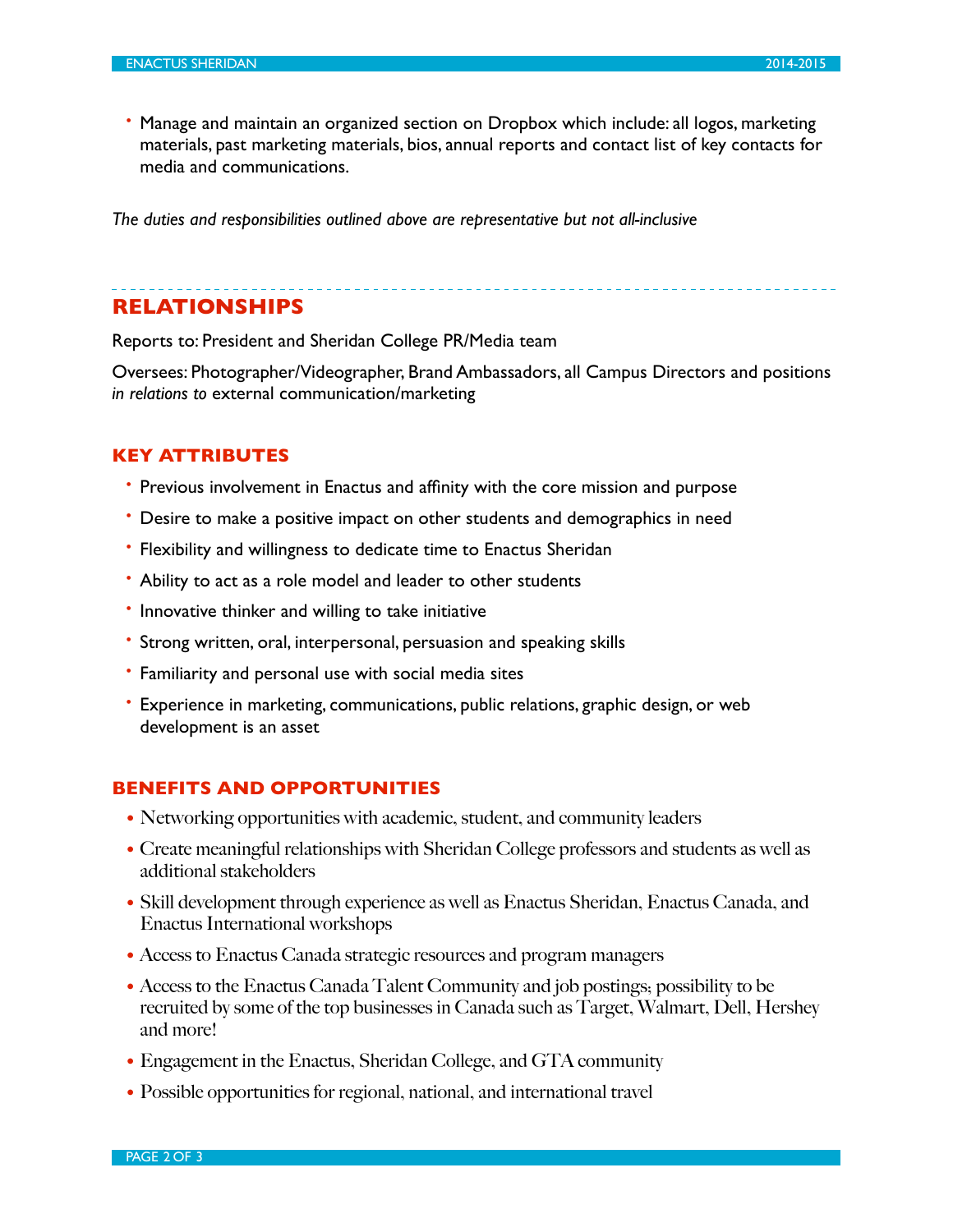- Manage and maintain an organized section on Dropbox which include: all logos, marketing materials, past marketing materials, bios, annual reports and contact list of key contacts for media and communications.

*The duties and responsibilities outlined above are representative but not all-inclusive*

## RELATIONSHIPS

Reports to: President and Sheridan College PR/Media team

Oversees: Photographer/Videographer, Brand Ambassadors, all Campus Directors and positions *in relations to* external communication/marketing

### KEY ATTRIBUTES

- Previous involvement in Enactus and affinity with the core mission and purpose
- Desire to make a positive impact on other students and demographics in need
- Flexibility and willingness to dedicate time to Enactus Sheridan
- Ability to act as a role model and leader to other students
- Innovative thinker and willing to take initiative
- Strong written, oral, interpersonal, persuasion and speaking skills
- Familiarity and personal use with social media sites
- Experience in marketing, communications, public relations, graphic design, or web development is an asset

### BENEFITS AND OPPORTUNITIES

- Networking opportunities with academic, student, and community leaders
- Create meaningful relationships with Sheridan College professors and students as well as additional stakeholders
- Skill development through experience as well as Enactus Sheridan, Enactus Canada, and Enactus International workshops
- Access to Enactus Canada strategic resources and program managers
- Access to the Enactus Canada Talent Community and job postings; possibility to be recruited by some of the top businesses in Canada such as Target, Walmart, Dell, Hershey and more!
- Engagement in the Enactus, Sheridan College, and GTA community
- Possible opportunities for regional, national, and international travel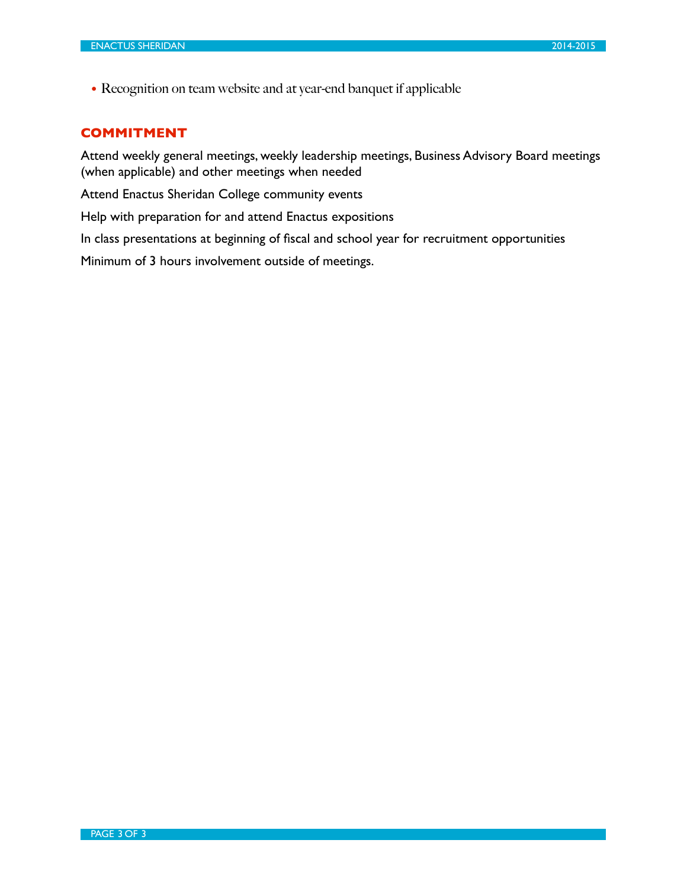- Recognition on team website and at year-end banquet if applicable

## COMMITMENT

Attend weekly general meetings, weekly leadership meetings, Business Advisory Board meetings (when applicable) and other meetings when needed

Attend Enactus Sheridan College community events

Help with preparation for and attend Enactus expositions

In class presentations at beginning of fiscal and school year for recruitment opportunities

Minimum of 3 hours involvement outside of meetings.